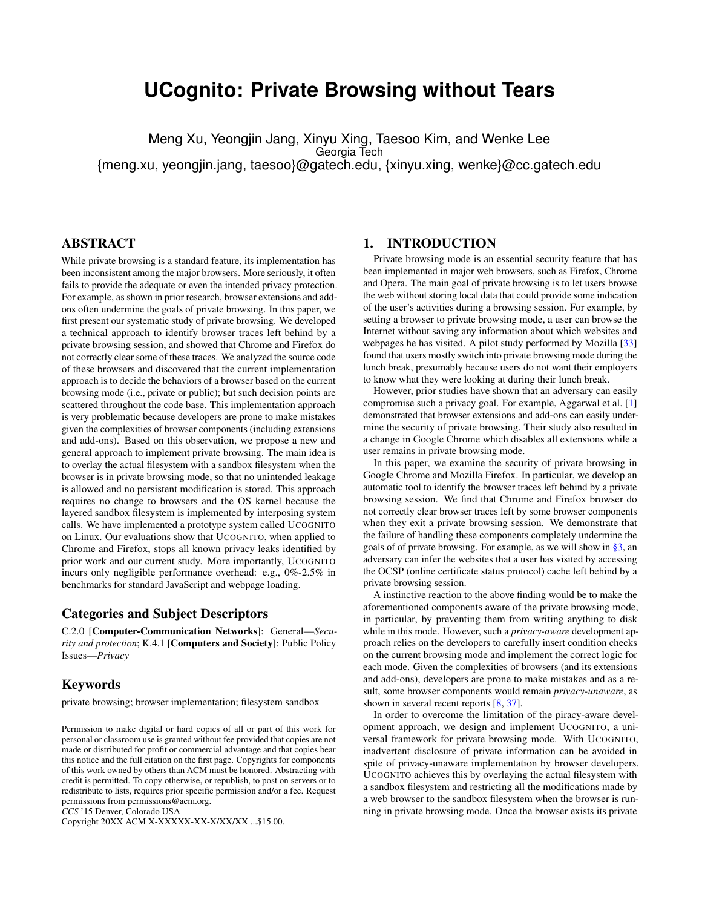# UCognito: Private Browsing without Tears

Meng Xu, Yeongjin Jang, Xinyu Xing, Taesoo Kim, and Wenke Lee
Georgia Tech
{meng.xu, yeongjin.jang, taesoo}@gatech.edu, {xinyu.xing, wenke}@cc.gatech.edu

## ABSTRACT

While private browsing is a standard feature, its implementation has been inconsistent among the major browsers. More seriously, it often fails to provide the adequate or even the intended privacy protection. For example, as shown in prior research, browser extensions and add-ons often undermine the goals of private browsing. In this paper, we first present our systematic study of private browsing. We developed a technical approach to identify browser traces left behind by a private browsing session, and showed that Chrome and Firefox do not correctly clear some of these traces. We analyzed the source code of these browsers and discovered that the current implementation approach is to decide the behaviors of a browser based on the current browsing mode (i.e., private or public); but such decision points are scattered throughout the code base. This implementation approach is very problematic because developers are prone to make mistakes given the complexities of browser components (including extensions and add-ons). Based on this observation, we propose a new and general approach to implement private browsing. The main idea is to overlay the actual filesystem with a sandbox filesystem when the browser is in private browsing mode, so that no unintended leakage is allowed and no persistent modification is stored. This approach requires no change to browsers and the OS kernel because the layered sandbox filesystem is implemented by interposing system calls. We have implemented a prototype system called UCOGNITO on Linux. Our evaluations show that UCOGNITO, when applied to Chrome and Firefox, stops all known privacy leaks identified by prior work and our current study. More importantly, UCOGNITO incurs only negligible performance overhead: e.g., 0%-2.5% in benchmarks for standard JavaScript and webpage loading.

### Categories and Subject Descriptors

C.2.0 [**Computer-Communication Networks**]: General—*Security and protection*; K.4.1 [**Computers and Society**]: Public Policy Issues—*Privacy*

### Keywords

private browsing; browser implementation; filesystem sandbox

Permission to make digital or hard copies of all or part of this work for personal or classroom use is granted without fee provided that copies are not made or distributed for profit or commercial advantage and that copies bear this notice and the full citation on the first page. Copyrights for components of this work owned by others than ACM must be honored. Abstracting with credit is permitted. To copy otherwise, or republish, to post on servers or to redistribute to lists, requires prior specific permission and/or a fee. Request permissions from permissions@acm.org.
*CCS* '15 Denver, Colorado USA
Copyright 20XX ACM X-XXXXX-XX-X/XX/XX ...$15.00.

## 1. INTRODUCTION

Private browsing mode is an essential security feature that has been implemented in major web browsers, such as Firefox, Chrome and Opera. The main goal of private browsing is to let users browse the web without storing local data that could provide some indication of the user's activities during a browsing session. For example, by setting a browser to private browsing mode, a user can browse the Internet without saving any information about which websites and webpages he has visited. A pilot study performed by Mozilla [33] found that users mostly switch into private browsing mode during the lunch break, presumably because users do not want their employers to know what they were looking at during their lunch break.

However, prior studies have shown that an adversary can easily compromise such a privacy goal. For example, Aggarwal et al. [1] demonstrated that browser extensions and add-ons can easily undermine the security of private browsing. Their study also resulted in a change in Google Chrome which disables all extensions while a user remains in private browsing mode.

In this paper, we examine the security of private browsing in Google Chrome and Mozilla Firefox. In particular, we develop an automatic tool to identify the browser traces left behind by a private browsing session. We find that Chrome and Firefox browser do not correctly clear browser traces left by some browser components when they exit a private browsing session. We demonstrate that the failure of handling these components completely undermine the goals of private browsing. For example, as we will show in §3, an adversary can infer the websites that a user has visited by accessing the OCSP (online certificate status protocol) cache left behind by a private browsing session.

A instinctive reaction to the above finding would be to make the aforementioned components aware of the private browsing mode, in particular, by preventing them from writing anything to disk while in this mode. However, such a *privacy-aware* development approach relies on the developers to carefully insert condition checks on the current browsing mode and implement the correct logic for each mode. Given the complexities of browsers (and its extensions and add-ons), developers are prone to make mistakes and as a result, some browser components would remain *privacy-unaware*, as shown in several recent reports [8, 37].

In order to overcome the limitation of the piracy-aware development approach, we design and implement UCOGNITO, a universal framework for private browsing mode. With UCOGNITO, inadvertent disclosure of private information can be avoided in spite of privacy-unaware implementation by browser developers. UCOGNITO achieves this by overlaying the actual filesystem with a sandbox filesystem and restricting all the modifications made by a web browser to the sandbox filesystem when the browser is running in private browsing mode. Once the browser exists its private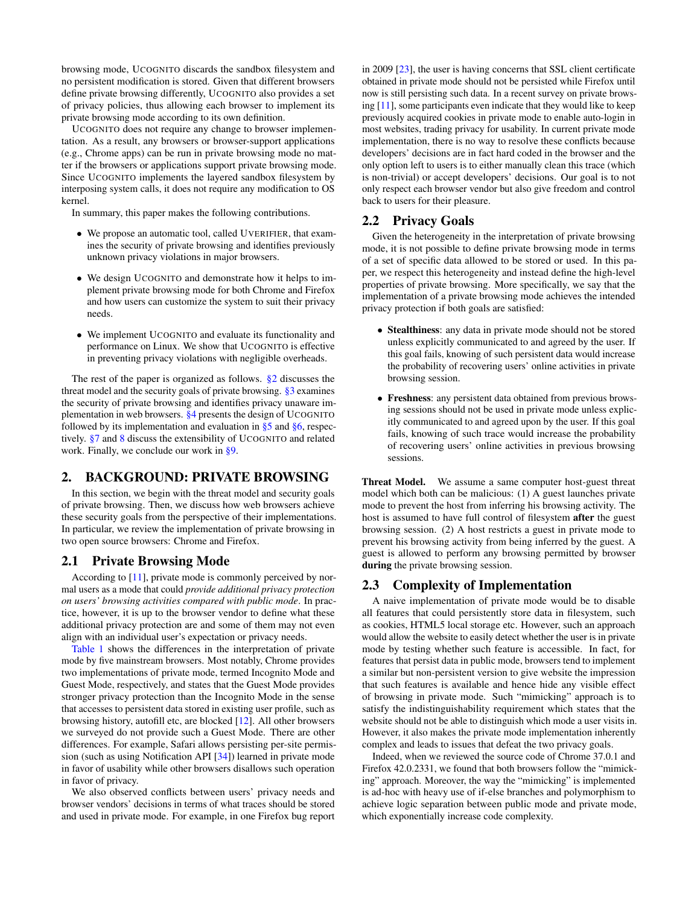browsing mode, UCOGNITO discards the sandbox filesystem and no persistent modification is stored. Given that different browsers define private browsing differently, UCOGNITO also provides a set of privacy policies, thus allowing each browser to implement its private browsing mode according to its own definition.

UCOGNITO does not require any change to browser implementation. As a result, any browsers or browser-support applications (e.g., Chrome apps) can be run in private browsing mode no matter if the browsers or applications support private browsing mode. Since UCOGNITO implements the layered sandbox filesystem by interposing system calls, it does not require any modification to OS kernel.

In summary, this paper makes the following contributions.

- We propose an automatic tool, called UVERIFIER, that examines the security of private browsing and identifies previously unknown privacy violations in major browsers.
- We design UCOGNITO and demonstrate how it helps to implement private browsing mode for both Chrome and Firefox and how users can customize the system to suit their privacy needs.
- We implement UCOGNITO and evaluate its functionality and performance on Linux. We show that UCOGNITO is effective in preventing privacy violations with negligible overheads.

The rest of the paper is organized as follows. §2 discusses the threat model and the security goals of private browsing. §3 examines the security of private browsing and identifies privacy unaware implementation in web browsers. §4 presents the design of UCOGNITO followed by its implementation and evaluation in §5 and §6, respectively. §7 and 8 discuss the extensibility of UCOGNITO and related work. Finally, we conclude our work in §9.

## 2. BACKGROUND: PRIVATE BROWSING

In this section, we begin with the threat model and security goals of private browsing. Then, we discuss how web browsers achieve these security goals from the perspective of their implementations. In particular, we review the implementation of private browsing in two open source browsers: Chrome and Firefox.

### 2.1 Private Browsing Mode

According to [11], private mode is commonly perceived by normal users as a mode that could *provide additional privacy protection on users' browsing activities compared with public mode*. In practice, however, it is up to the browser vendor to define what these additional privacy protection are and some of them may not even align with an individual user's expectation or privacy needs.

Table 1 shows the differences in the interpretation of private mode by five mainstream browsers. Most notably, Chrome provides two implementations of private mode, termed Incognito Mode and Guest Mode, respectively, and states that the Guest Mode provides stronger privacy protection than the Incognito Mode in the sense that accesses to persistent data stored in existing user profile, such as browsing history, autofill etc, are blocked [12]. All other browsers we surveyed do not provide such a Guest Mode. There are other differences. For example, Safari allows persisting per-site permission (such as using Notification API [34]) learned in private mode in favor of usability while other browsers disallows such operation in favor of privacy.

We also observed conflicts between users' privacy needs and browser vendors' decisions in terms of what traces should be stored and used in private mode. For example, in one Firefox bug report in 2009 [23], the user is having concerns that SSL client certificate obtained in private mode should not be persisted while Firefox until now is still persisting such data. In a recent survey on private browsing [11], some participants even indicate that they would like to keep previously acquired cookies in private mode to enable auto-login in most websites, trading privacy for usability. In current private mode implementation, there is no way to resolve these conflicts because developers' decisions are in fact hard coded in the browser and the only option left to users is to either manually clean this trace (which is non-trivial) or accept developers' decisions. Our goal is to not only respect each browser vendor but also give freedom and control back to users for their pleasure.

### 2.2 Privacy Goals

Given the heterogeneity in the interpretation of private browsing mode, it is not possible to define private browsing mode in terms of a set of specific data allowed to be stored or used. In this paper, we respect this heterogeneity and instead define the high-level properties of private browsing. More specifically, we say that the implementation of a private browsing mode achieves the intended privacy protection if both goals are satisfied:

- **Stealthiness**: any data in private mode should not be stored unless explicitly communicated to and agreed by the user. If this goal fails, knowing of such persistent data would increase the probability of recovering users' online activities in private browsing session.
- **Freshness**: any persistent data obtained from previous browsing sessions should not be used in private mode unless explicitly communicated to and agreed upon by the user. If this goal fails, knowing of such trace would increase the probability of recovering users' online activities in previous browsing sessions.

**Threat Model.** We assume a same computer host-guest threat model which both can be malicious: (1) A guest launches private mode to prevent the host from inferring his browsing activity. The host is assumed to have full control of filesystem **after** the guest browsing session. (2) A host restricts a guest in private mode to prevent his browsing activity from being inferred by the guest. A guest is allowed to perform any browsing permitted by browser **during** the private browsing session.

### 2.3 Complexity of Implementation

A naive implementation of private mode would be to disable all features that could persistently store data in filesystem, such as cookies, HTML5 local storage etc. However, such an approach would allow the website to easily detect whether the user is in private mode by testing whether such feature is accessible. In fact, for features that persist data in public mode, browsers tend to implement a similar but non-persistent version to give website the impression that such features is available and hence hide any visible effect of browsing in private mode. Such "mimicking" approach is to satisfy the indistinguishability requirement which states that the website should not be able to distinguish which mode a user visits in. However, it also makes the private mode implementation inherently complex and leads to issues that defeat the two privacy goals.

Indeed, when we reviewed the source code of Chrome 37.0.1 and Firefox 42.0.2331, we found that both browsers follow the "mimicking" approach. Moreover, the way the "mimicking" is implemented is ad-hoc with heavy use of if-else branches and polymorphism to achieve logic separation between public mode and private mode, which exponentially increase code complexity.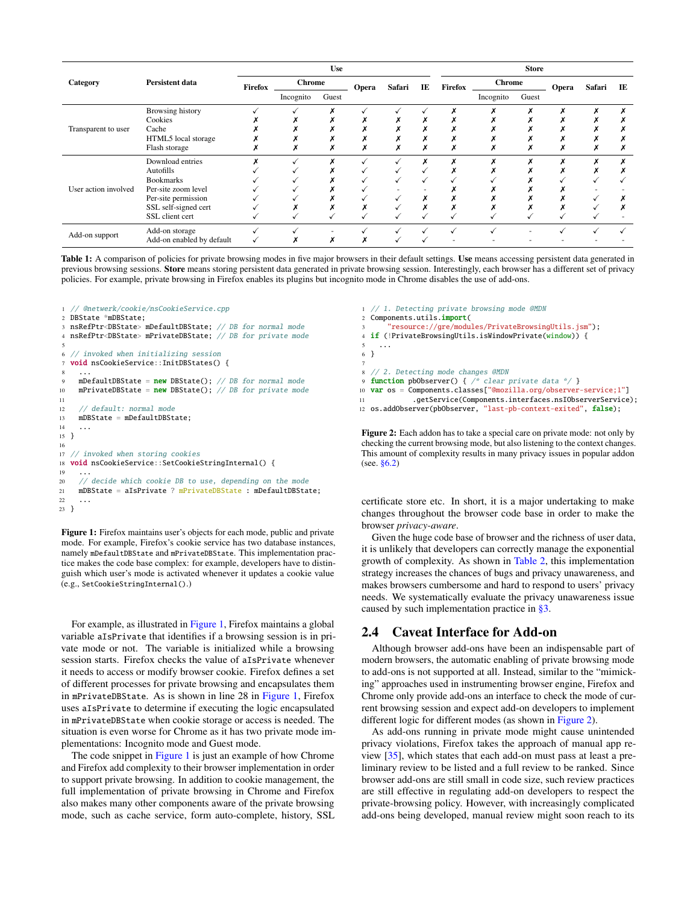| Category | Persistent data | Use | | | | | | | Store | | | | | | |
|---|---|---|---|---|---|---|---|---|---|---|---|---|---|---|---|
| | | Firefox | Chrome | | Opera | Safari | IE | | Firefox | Chrome | | Opera | Safari | IE |
| | | | Incognito | Guest | | | | | | Incognito | Guest | | | |
| Transparent to user | Browsing history | ✓ | ✓ | ✗ | ✓ | ✓ | ✓ | | ✗ | ✗ | ✗ | ✗ | ✗ | ✗ |
| | Cookies | ✗ | ✗ | ✗ | ✗ | ✗ | ✗ | | ✗ | ✗ | ✗ | ✗ | ✗ | ✗ |
| | Cache | ✗ | ✗ | ✗ | ✗ | ✗ | ✗ | | ✗ | ✗ | ✗ | ✗ | ✗ | ✗ |
| | HTML5 local storage | ✗ | ✗ | ✗ | ✗ | ✗ | ✗ | | ✗ | ✗ | ✗ | ✗ | ✗ | ✗ |
| | Flash storage | ✗ | ✗ | ✗ | ✗ | ✗ | ✗ | | ✗ | ✗ | ✗ | ✗ | ✗ | ✗ |
| User action involved | Download entries | ✗ | ✓ | ✗ | ✓ | ✓ | ✗ | | ✗ | ✗ | ✗ | ✗ | ✗ | ✗ |
| | Autofills | ✓ | ✓ | ✗ | ✓ | ✓ | ✓ | | ✗ | ✗ | ✗ | ✗ | ✗ | ✗ |
| | Bookmarks | ✓ | ✓ | ✗ | ✓ | ✓ | ✓ | | ✓ | ✓ | ✗ | ✓ | ✓ | ✓ |
| | Per-site zoom level | ✓ | ✓ | ✗ | ✓ | - | - | | ✗ | ✗ | ✗ | ✗ | - | - |
| | Per-site permission | ✓ | ✓ | ✗ | ✓ | ✓ | ✗ | | ✗ | ✗ | ✗ | ✗ | ✓ | ✗ |
| | SSL self-signed cert | ✓ | ✗ | ✗ | ✗ | ✓ | ✗ | | ✗ | ✗ | ✗ | ✗ | ✓ | ✗ |
| | SSL client cert | ✓ | ✓ | ✓ | ✓ | ✓ | ✓ | | ✓ | ✓ | ✓ | ✓ | ✓ | - |
| Add-on support | Add-on storage | ✓ | ✓ | - | ✓ | ✓ | ✓ | | ✓ | ✓ | - | ✓ | ✓ | ✓ |
| | Add-on enabled by default | ✓ | ✗ | ✗ | ✗ | ✓ | ✓ | | - | - | - | - | - | - |

**Table 1:** A comparison of policies for private browsing modes in five major browsers in their default settings. **Use** means accessing persistent data generated in previous browsing sessions. **Store** means storing persistent data generated in private browsing session. Interestingly, each browser has a different set of privacy policies. For example, private browsing in Firefox enables its plugins but incognito mode in Chrome disables the use of add-ons.

```
 1 // @netwerk/cookie/nsCookieService.cpp
 2 DBState *mDBState;
 3 nsRefPtr<DBState> mDefaultDBState; // DB for normal mode
 4 nsRefPtr<DBState> mPrivateDBState; // DB for private mode
 5
 6 // invoked when initializing session
 7 void nsCookieService::InitDBStates() {
 8   ...
 9   mDefaultDBState = new DBState(); // DB for normal mode
10   mPrivateDBState = new DBState(); // DB for private mode
11
12   // default: normal mode
13   mDBState = mDefaultDBState;
14   ...
15 }
16
17 // invoked when storing cookies
18 void nsCookieService::SetCookieStringInternal() {
19   ...
20   // decide which cookie DB to use, depending on the mode
21   mDBState = aIsPrivate ? mPrivateDBState : mDefaultDBState;
22   ...
23 }
```

**Figure 1:** Firefox maintains user's objects for each mode, public and private mode. For example, Firefox's cookie service has two database instances, namely `mDefaultDBState` and `mPrivateDBState`. This implementation practice makes the code base complex: for example, developers have to distinguish which user's mode is activated whenever it updates a cookie value (e.g., `SetCookieStringInternal()`.)

For example, as illustrated in Figure 1, Firefox maintains a global variable `aIsPrivate` that identifies if a browsing session is in private mode or not. The variable is initialized while a browsing session starts. Firefox checks the value of `aIsPrivate` whenever it needs to access or modify browser cookie. Firefox defines a set of different processes for private browsing and encapsulates them in `mPrivateDBState`. As is shown in line 28 in Figure 1, Firefox uses `aIsPrivate` to determine if executing the logic encapsulated in `mPrivateDBState` when cookie storage or access is needed. The situation is even worse for Chrome as it has two private mode implementations: Incognito mode and Guest mode.

The code snippet in Figure 1 is just an example of how Chrome and Firefox add complexity to their browser implementation in order to support private browsing. In addition to cookie management, the full implementation of private browsing in Chrome and Firefox also makes many other components aware of the private browsing mode, such as cache service, form auto-complete, history, SSL

```
 1 // 1. Detecting private browsing mode @MDN
 2 Components.utils.import(
 3     "resource://gre/modules/PrivateBrowsingUtils.jsm");
 4 if (!PrivateBrowsingUtils.isWindowPrivate(window)) {
 5   ...
 6 }
 7
 8 // 2. Detecting mode changes @MDN
 9 function pbObserver() { /* clear private data */ }
10 var os = Components.classes["@mozilla.org/observer-service;1"]
11          .getService(Components.interfaces.nsIObserverService);
12 os.addObserver(pbObserver, "last-pb-context-exited", false);
```

**Figure 2:** Each addon has to take a special care on private mode: not only by checking the current browsing mode, but also listening to the context changes. This amount of complexity results in many privacy issues in popular addon (see. §6.2)

certificate store etc. In short, it is a major undertaking to make changes throughout the browser code base in order to make the browser *privacy-aware*.

Given the huge code base of browser and the richness of user data, it is unlikely that developers can correctly manage the exponential growth of complexity. As shown in Table 2, this implementation strategy increases the chances of bugs and privacy unawareness, and makes browsers cumbersome and hard to respond to users' privacy needs. We systematically evaluate the privacy unawareness issue caused by such implementation practice in §3.

## 2.4 Caveat Interface for Add-on

Although browser add-ons have been an indispensable part of modern browsers, the automatic enabling of private browsing mode to add-ons is not supported at all. Instead, similar to the "mimicking" approaches used in instrumenting browser engine, Firefox and Chrome only provide add-ons an interface to check the mode of current browsing session and expect add-on developers to implement different logic for different modes (as shown in Figure 2).

As add-ons running in private mode might cause unintended privacy violations, Firefox takes the approach of manual app review [35], which states that each add-on must pass at least a preliminary review to be listed and a full review to be ranked. Since browser add-ons are still small in code size, such review practices are still effective in regulating add-on developers to respect the private-browsing policy. However, with increasingly complicated add-ons being developed, manual review might soon reach to its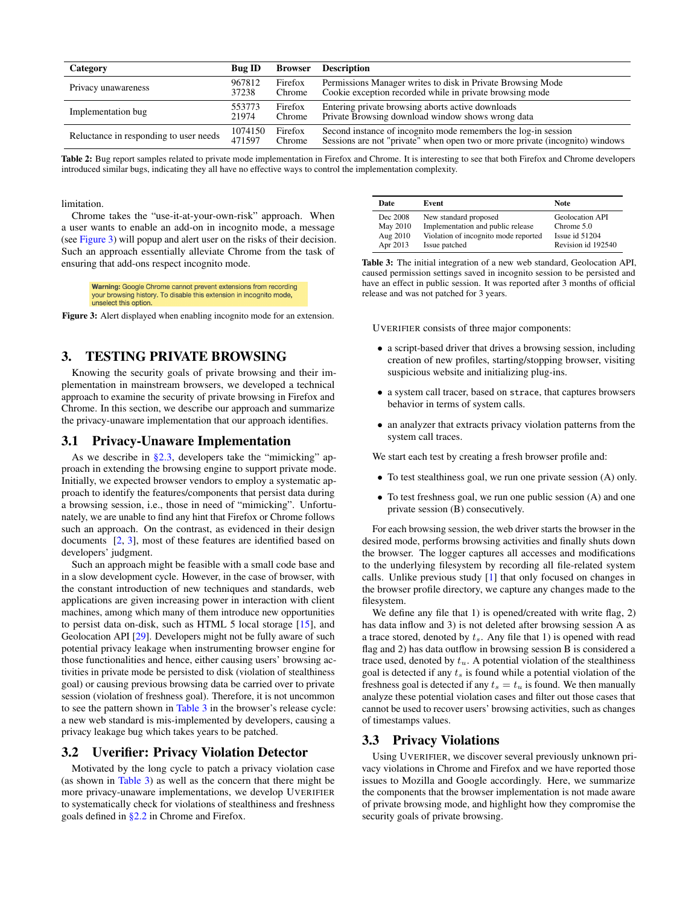| Category | Bug ID | Browser | Description |
|---|---|---|---|
| Privacy unawareness | 967812 | Firefox | Permissions Manager writes to disk in Private Browsing Mode |
| | 37238 | Chrome | Cookie exception recorded while in private browsing mode |
| Implementation bug | 553773 | Firefox | Entering private browsing aborts active downloads |
| | 21974 | Chrome | Private Browsing download window shows wrong data |
| Reluctance in responding to user needs | 1074150 | Firefox | Second instance of incognito mode remembers the log-in session |
| | 471597 | Chrome | Sessions are not "private" when open two or more private (incognito) windows |

**Table 2:** Bug report samples related to private mode implementation in Firefox and Chrome. It is interesting to see that both Firefox and Chrome developers introduced similar bugs, indicating they all have no effective ways to control the implementation complexity.

limitation.

Chrome takes the "use-it-at-your-own-risk" approach. When a user wants to enable an add-on in incognito mode, a message (see Figure 3) will popup and alert user on the risks of their decision. Such an approach essentially alleviate Chrome from the task of ensuring that add-ons respect incognito mode.

**Warning:** Google Chrome cannot prevent extensions from recording your browsing history. To disable this extension in incognito mode, unselect this option.

**Figure 3:** Alert displayed when enabling incognito mode for an extension.

# 3. TESTING PRIVATE BROWSING

Knowing the security goals of private browsing and their implementation in mainstream browsers, we developed a technical approach to examine the security of private browsing in Firefox and Chrome. In this section, we describe our approach and summarize the privacy-unaware implementation that our approach identifies.

## 3.1 Privacy-Unaware Implementation

As we describe in §2.3, developers take the "mimicking" approach in extending the browsing engine to support private mode. Initially, we expected browser vendors to employ a systematic approach to identify the features/components that persist data during a browsing session, i.e., those in need of "mimicking". Unfortunately, we are unable to find any hint that Firefox or Chrome follows such an approach. On the contrast, as evidenced in their design documents [2, 3], most of these features are identified based on developers' judgment.

Such an approach might be feasible with a small code base and in a slow development cycle. However, in the case of browser, with the constant introduction of new techniques and standards, web applications are given increasing power in interaction with client machines, among which many of them introduce new opportunities to persist data on-disk, such as HTML 5 local storage [15], and Geolocation API [29]. Developers might not be fully aware of such potential privacy leakage when instrumenting browser engine for those functionalities and hence, either causing users' browsing activities in private mode be persisted to disk (violation of stealthiness goal) or causing previous browsing data be carried over to private session (violation of freshness goal). Therefore, it is not uncommon to see the pattern shown in Table 3 in the browser's release cycle: a new web standard is mis-implemented by developers, causing a privacy leakage bug which takes years to be patched.

## 3.2 Uverifier: Privacy Violation Detector

Motivated by the long cycle to patch a privacy violation case (as shown in Table 3) as well as the concern that there might be more privacy-unaware implementations, we develop UVERIFIER to systematically check for violations of stealthiness and freshness goals defined in §2.2 in Chrome and Firefox.

| Date | Event | Note |
|---|---|---|
| Dec 2008 | New standard proposed | Geolocation API |
| May 2010 | Implementation and public release | Chrome 5.0 |
| Aug 2010 | Violation of incognito mode reported | Issue id 51204 |
| Apr 2013 | Issue patched | Revision id 192540 |

**Table 3:** The initial integration of a new web standard, Geolocation API, caused permission settings saved in incognito session to be persisted and have an effect in public session. It was reported after 3 months of official release and was not patched for 3 years.

UVERIFIER consists of three major components:

- a script-based driver that drives a browsing session, including creation of new profiles, starting/stopping browser, visiting suspicious website and initializing plug-ins.
- a system call tracer, based on `strace`, that captures browsers behavior in terms of system calls.
- an analyzer that extracts privacy violation patterns from the system call traces.

We start each test by creating a fresh browser profile and:

- To test stealthiness goal, we run one private session (A) only.
- To test freshness goal, we run one public session (A) and one private session (B) consecutively.

For each browsing session, the web driver starts the browser in the desired mode, performs browsing activities and finally shuts down the browser. The logger captures all accesses and modifications to the underlying filesystem by recording all file-related system calls. Unlike previous study [1] that only focused on changes in the browser profile directory, we capture any changes made to the filesystem.

We define any file that 1) is opened/created with write flag, 2) has data inflow and 3) is not deleted after browsing session A as a trace stored, denoted by $t_s$. Any file that 1) is opened with read flag and 2) has data outflow in browsing session B is considered a trace used, denoted by $t_u$. A potential violation of the stealthiness goal is detected if any $t_s$ is found while a potential violation of the freshness goal is detected if any $t_s = t_u$ is found. We then manually analyze these potential violation cases and filter out those cases that cannot be used to recover users' browsing activities, such as changes of timestamps values.

## 3.3 Privacy Violations

Using UVERIFIER, we discover several previously unknown privacy violations in Chrome and Firefox and we have reported those issues to Mozilla and Google accordingly. Here, we summarize the components that the browser implementation is not made aware of private browsing mode, and highlight how they compromise the security goals of private browsing.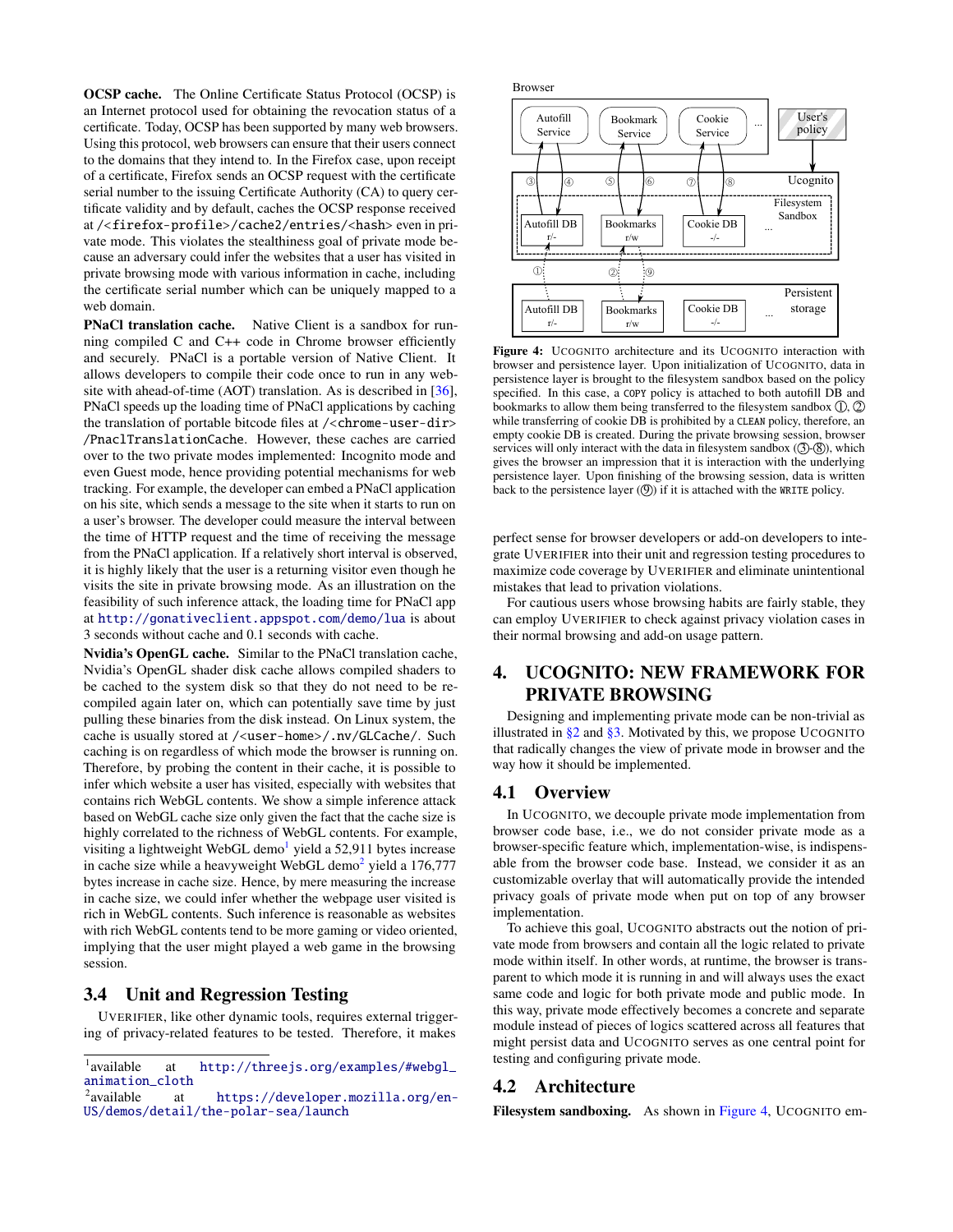**OCSP cache.** The Online Certificate Status Protocol (OCSP) is an Internet protocol used for obtaining the revocation status of a certificate. Today, OCSP has been supported by many web browsers. Using this protocol, web browsers can ensure that their users connect to the domains that they intend to. In the Firefox case, upon receipt of a certificate, Firefox sends an OCSP request with the certificate serial number to the issuing Certificate Authority (CA) to query certificate validity and by default, caches the OCSP response received at `/<firefox-profile>/cache2/entries/<hash>` even in private mode. This violates the stealthiness goal of private mode because an adversary could infer the websites that a user has visited in private browsing mode with various information in cache, including the certificate serial number which can be uniquely mapped to a web domain.

**PNaCl translation cache.** Native Client is a sandbox for running compiled C and C++ code in Chrome browser efficiently and securely. PNaCl is a portable version of Native Client. It allows developers to compile their code once to run in any website with ahead-of-time (AOT) translation. As is described in [36], PNaCl speeds up the loading time of PNaCl applications by caching the translation of portable bitcode files at `/<chrome-user-dir>/PnaclTranslationCache`. However, these caches are carried over to the two private modes implemented: Incognito mode and even Guest mode, hence providing potential mechanisms for web tracking. For example, the developer can embed a PNaCl application on his site, which sends a message to the site when it starts to run on a user's browser. The developer could measure the interval between the time of HTTP request and the time of receiving the message from the PNaCl application. If a relatively short interval is observed, it is highly likely that the user is a returning visitor even though he visits the site in private browsing mode. As an illustration on the feasibility of such inference attack, the loading time for PNaCl app at http://gonativeclient.appspot.com/demo/lua is about 3 seconds without cache and 0.1 seconds with cache.

**Nvidia's OpenGL cache.** Similar to the PNaCl translation cache, Nvidia's OpenGL shader disk cache allows compiled shaders to be cached to the system disk so that they do not need to be recompiled again later on, which can potentially save time by just pulling these binaries from the disk instead. On Linux system, the cache is usually stored at `/<user-home>/.nv/GLCache/`. Such caching is on regardless of which mode the browser is running on. Therefore, by probing the content in their cache, it is possible to infer which website a user has visited, especially with websites that contains rich WebGL contents. We show a simple inference attack based on WebGL cache size only given the fact that the cache size is highly correlated to the richness of WebGL contents. For example, visiting a lightweight WebGL demo[1] yield a 52,911 bytes increase in cache size while a heavyweight WebGL demo[2] yield a 176,777 bytes increase in cache size. Hence, by mere measuring the increase in cache size, we could infer whether the webpage user visited is rich in WebGL contents. Such inference is reasonable as websites with rich WebGL contents tend to be more gaming or video oriented, implying that the user might played a web game in the browsing session.

## 3.4 Unit and Regression Testing

UVERIFIER, like other dynamic tools, requires external triggering of privacy-related features to be tested. Therefore, it makes perfect sense for browser developers or add-on developers to integrate UVERIFIER into their unit and regression testing procedures to maximize code coverage by UVERIFIER and eliminate unintentional mistakes that lead to privation violations.

For cautious users whose browsing habits are fairly stable, they can employ UVERIFIER to check against privacy violation cases in their normal browsing and add-on usage pattern.

[1] available at http://threejs.org/examples/#webgl_animation_cloth

[2] available at https://developer.mozilla.org/en-US/demos/detail/the-polar-sea/launch

Figure 4: UCOGNITO architecture and its UCOGNITO interaction with browser and persistence layer. Upon initialization of UCOGNITO, data in persistence layer is brought to the filesystem sandbox based on the policy specified. In this case, a `COPY` policy is attached to both autofill DB and bookmarks to allow them being transferred to the filesystem sandbox ①, ② while transferring of cookie DB is prohibited by a `CLEAN` policy, therefore, an empty cookie DB is created. During the private browsing session, browser services will only interact with the data in filesystem sandbox (③-⑧), which gives the browser an impression that it is interaction with the underlying persistence layer. Upon finishing of the browsing session, data is written back to the persistence layer (⑨) if it is attached with the `WRITE` policy.

# 4. UCOGNITO: NEW FRAMEWORK FOR PRIVATE BROWSING

Designing and implementing private mode can be non-trivial as illustrated in §2 and §3. Motivated by this, we propose UCOGNITO that radically changes the view of private mode in browser and the way how it should be implemented.

## 4.1 Overview

In UCOGNITO, we decouple private mode implementation from browser code base, i.e., we do not consider private mode as a browser-specific feature which, implementation-wise, is indispensable from the browser code base. Instead, we consider it as an customizable overlay that will automatically provide the intended privacy goals of private mode when put on top of any browser implementation.

To achieve this goal, UCOGNITO abstracts out the notion of private mode from browsers and contain all the logic related to private mode within itself. In other words, at runtime, the browser is transparent to which mode it is running in and will always uses the exact same code and logic for both private mode and public mode. In this way, private mode effectively becomes a concrete and separate module instead of pieces of logics scattered across all features that might persist data and UCOGNITO serves as one central point for testing and configuring private mode.

## 4.2 Architecture

**Filesystem sandboxing.** As shown in Figure 4, UCOGNITO em-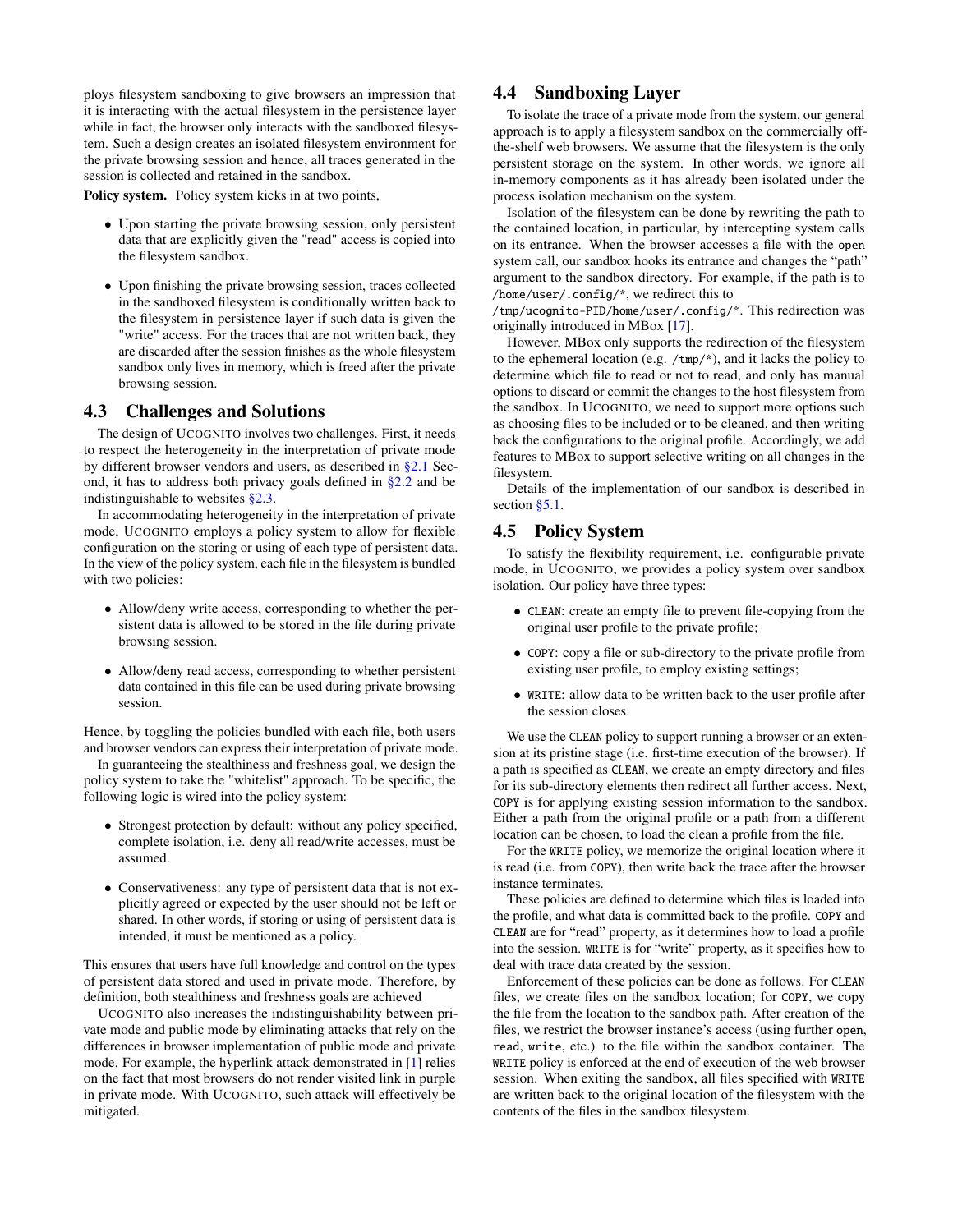ploys filesystem sandboxing to give browsers an impression that it is interacting with the actual filesystem in the persistence layer while in fact, the browser only interacts with the sandboxed filesystem. Such a design creates an isolated filesystem environment for the private browsing session and hence, all traces generated in the session is collected and retained in the sandbox.

**Policy system.** Policy system kicks in at two points,

- Upon starting the private browsing session, only persistent data that are explicitly given the "read" access is copied into the filesystem sandbox.
- Upon finishing the private browsing session, traces collected in the sandboxed filesystem is conditionally written back to the filesystem in persistence layer if such data is given the "write" access. For the traces that are not written back, they are discarded after the session finishes as the whole filesystem sandbox only lives in memory, which is freed after the private browsing session.

## 4.3 Challenges and Solutions

The design of UCOGNITO involves two challenges. First, it needs to respect the heterogeneity in the interpretation of private mode by different browser vendors and users, as described in §2.1 Second, it has to address both privacy goals defined in §2.2 and be indistinguishable to websites §2.3.

In accommodating heterogeneity in the interpretation of private mode, UCOGNITO employs a policy system to allow for flexible configuration on the storing or using of each type of persistent data. In the view of the policy system, each file in the filesystem is bundled with two policies:

- Allow/deny write access, corresponding to whether the persistent data is allowed to be stored in the file during private browsing session.
- Allow/deny read access, corresponding to whether persistent data contained in this file can be used during private browsing session.

Hence, by toggling the policies bundled with each file, both users and browser vendors can express their interpretation of private mode.

In guaranteeing the stealthiness and freshness goal, we design the policy system to take the "whitelist" approach. To be specific, the following logic is wired into the policy system:

- Strongest protection by default: without any policy specified, complete isolation, i.e. deny all read/write accesses, must be assumed.
- Conservativeness: any type of persistent data that is not explicitly agreed or expected by the user should not be left or shared. In other words, if storing or using of persistent data is intended, it must be mentioned as a policy.

This ensures that users have full knowledge and control on the types of persistent data stored and used in private mode. Therefore, by definition, both stealthiness and freshness goals are achieved

UCOGNITO also increases the indistinguishability between private mode and public mode by eliminating attacks that rely on the differences in browser implementation of public mode and private mode. For example, the hyperlink attack demonstrated in [1] relies on the fact that most browsers do not render visited link in purple in private mode. With UCOGNITO, such attack will effectively be mitigated.

## 4.4 Sandboxing Layer

To isolate the trace of a private mode from the system, our general approach is to apply a filesystem sandbox on the commercially off-the-shelf web browsers. We assume that the filesystem is the only persistent storage on the system. In other words, we ignore all in-memory components as it has already been isolated under the process isolation mechanism on the system.

Isolation of the filesystem can be done by rewriting the path to the contained location, in particular, by intercepting system calls on its entrance. When the browser accesses a file with the `open` system call, our sandbox hooks its entrance and changes the "path" argument to the sandbox directory. For example, if the path is to `/home/user/.config/*`, we redirect this to `/tmp/ucognito-PID/home/user/.config/*`. This redirection was originally introduced in MBox [17].

However, MBox only supports the redirection of the filesystem to the ephemeral location (e.g. `/tmp/*`), and it lacks the policy to determine which file to read or not to read, and only has manual options to discard or commit the changes to the host filesystem from the sandbox. In UCOGNITO, we need to support more options such as choosing files to be included or to be cleaned, and then writing back the configurations to the original profile. Accordingly, we add features to MBox to support selective writing on all changes in the filesystem.

Details of the implementation of our sandbox is described in section §5.1.

## 4.5 Policy System

To satisfy the flexibility requirement, i.e. configurable private mode, in UCOGNITO, we provides a policy system over sandbox isolation. Our policy have three types:

- `CLEAN`: create an empty file to prevent file-copying from the original user profile to the private profile;
- `COPY`: copy a file or sub-directory to the private profile from existing user profile, to employ existing settings;
- `WRITE`: allow data to be written back to the user profile after the session closes.

We use the `CLEAN` policy to support running a browser or an extension at its pristine stage (i.e. first-time execution of the browser). If a path is specified as `CLEAN`, we create an empty directory and files for its sub-directory elements then redirect all further access. Next, `COPY` is for applying existing session information to the sandbox. Either a path from the original profile or a path from a different location can be chosen, to load the clean a profile from the file.

For the `WRITE` policy, we memorize the original location where it is read (i.e. from `COPY`), then write back the trace after the browser instance terminates.

These policies are defined to determine which files is loaded into the profile, and what data is committed back to the profile. `COPY` and `CLEAN` are for "read" property, as it determines how to load a profile into the session. `WRITE` is for "write" property, as it specifies how to deal with trace data created by the session.

Enforcement of these policies can be done as follows. For `CLEAN` files, we create files on the sandbox location; for `COPY`, we copy the file from the location to the sandbox path. After creation of the files, we restrict the browser instance's access (using further `open`, `read`, `write`, etc.) to the file within the sandbox container. The `WRITE` policy is enforced at the end of execution of the web browser session. When exiting the sandbox, all files specified with `WRITE` are written back to the original location of the filesystem with the contents of the files in the sandbox filesystem.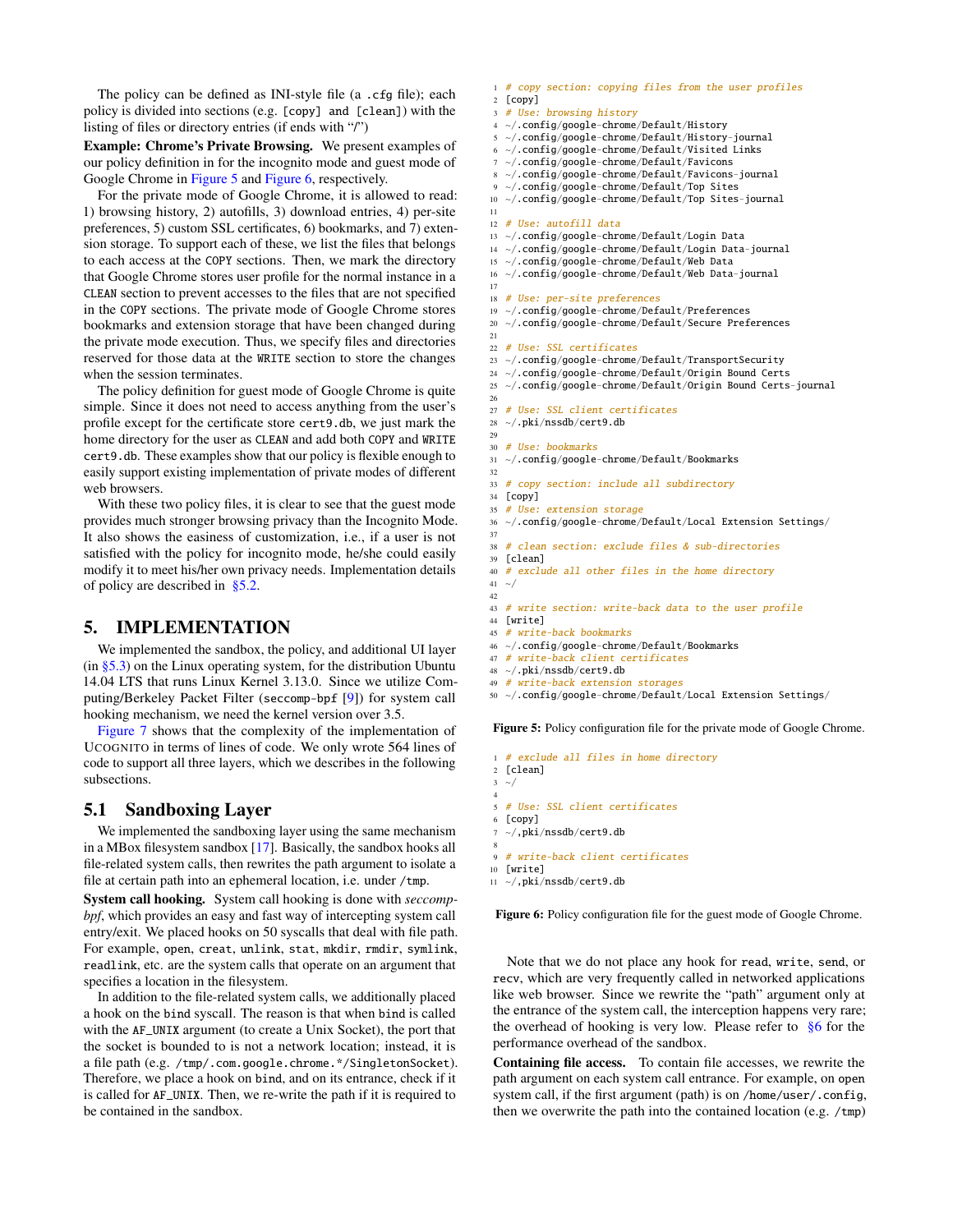The policy can be defined as INI-style file (a `.cfg` file); each policy is divided into sections (e.g. `[copy]` and `[clean]`) with the listing of files or directory entries (if ends with "/")

**Example: Chrome's Private Browsing.** We present examples of our policy definition in for the incognito mode and guest mode of Google Chrome in Figure 5 and Figure 6, respectively.

For the private mode of Google Chrome, it is allowed to read: 1) browsing history, 2) autofills, 3) download entries, 4) per-site preferences, 5) custom SSL certificates, 6) bookmarks, and 7) extension storage. To support each of these, we list the files that belongs to each access at the `COPY` sections. Then, we mark the directory that Google Chrome stores user profile for the normal instance in a `CLEAN` section to prevent accesses to the files that are not specified in the `COPY` sections. The private mode of Google Chrome stores bookmarks and extension storage that have been changed during the private mode execution. Thus, we specify files and directories reserved for those data at the `WRITE` section to store the changes when the session terminates.

The policy definition for guest mode of Google Chrome is quite simple. Since it does not need to access anything from the user's profile except for the certificate store `cert9.db`, we just mark the home directory for the user as `CLEAN` and add both `COPY` and `WRITE` `cert9.db`. These examples show that our policy is flexible enough to easily support existing implementation of private modes of different web browsers.

With these two policy files, it is clear to see that the guest mode provides much stronger browsing privacy than the Incognito Mode. It also shows the easiness of customization, i.e., if a user is not satisfied with the policy for incognito mode, he/she could easily modify it to meet his/her own privacy needs. Implementation details of policy are described in §5.2.

```
1  # copy section: copying files from the user profiles
2  [copy]
3  # Use: browsing history
4  ~/.config/google-chrome/Default/History
5  ~/.config/google-chrome/Default/History-journal
6  ~/.config/google-chrome/Default/Visited Links
7  ~/.config/google-chrome/Default/Favicons
8  ~/.config/google-chrome/Default/Favicons-journal
9  ~/.config/google-chrome/Default/Top Sites
10 ~/.config/google-chrome/Default/Top Sites-journal
11
12 # Use: autofill data
13 ~/.config/google-chrome/Default/Login Data
14 ~/.config/google-chrome/Default/Login Data-journal
15 ~/.config/google-chrome/Default/Web Data
16 ~/.config/google-chrome/Default/Web Data-journal
17
18 # Use: per-site preferences
19 ~/.config/google-chrome/Default/Preferences
20 ~/.config/google-chrome/Default/Secure Preferences
21
22 # Use: SSL certificates
23 ~/.config/google-chrome/Default/TransportSecurity
24 ~/.config/google-chrome/Default/Origin Bound Certs
25 ~/.config/google-chrome/Default/Origin Bound Certs-journal
26
27 # Use: SSL client certificates
28 ~/.pki/nssdb/cert9.db
29
30 # Use: bookmarks
31 ~/.config/google-chrome/Default/Bookmarks
32
33 # copy section: include all subdirectory
34 [copy]
35 # Use: extension storage
36 ~/.config/google-chrome/Default/Local Extension Settings/
37
38 # clean section: exclude files & sub-directories
39 [clean]
40 # exclude all other files in the home directory
41 ~/
42
43 # write section: write-back data to the user profile
44 [write]
45 # write-back bookmarks
46 ~/.config/google-chrome/Default/Bookmarks
47 # write-back client certificates
48 ~/.pki/nssdb/cert9.db
49 # write-back extension storages
50 ~/.config/google-chrome/Default/Local Extension Settings/
```

**Figure 5:** Policy configuration file for the private mode of Google Chrome.

```
1  # exclude all files in home directory
2  [clean]
3  ~/
4
5  # Use: SSL client certificates
6  [copy]
7  ~/,pki/nssdb/cert9.db
8
9  # write-back client certificates
10 [write]
11 ~/,pki/nssdb/cert9.db
```

**Figure 6:** Policy configuration file for the guest mode of Google Chrome.

## 5. IMPLEMENTATION

We implemented the sandbox, the policy, and additional UI layer (in §5.3) on the Linux operating system, for the distribution Ubuntu 14.04 LTS that runs Linux Kernel 3.13.0. Since we utilize Computing/Berkeley Packet Filter (`seccomp-bpf` [9]) for system call hooking mechanism, we need the kernel version over 3.5.

Figure 7 shows that the complexity of the implementation of UCOGNITO in terms of lines of code. We only wrote 564 lines of code to support all three layers, which we describes in the following subsections.

### 5.1 Sandboxing Layer

We implemented the sandboxing layer using the same mechanism in a MBox filesystem sandbox [17]. Basically, the sandbox hooks all file-related system calls, then rewrites the path argument to isolate a file at certain path into an ephemeral location, i.e. under `/tmp`.

**System call hooking.** System call hooking is done with *seccomp-bpf*, which provides an easy and fast way of intercepting system call entry/exit. We placed hooks on 50 syscalls that deal with file path. For example, `open`, `creat`, `unlink`, `stat`, `mkdir`, `rmdir`, `symlink`, `readlink`, etc. are the system calls that operate on an argument that specifies a location in the filesystem.

In addition to the file-related system calls, we additionally placed a hook on the `bind` syscall. The reason is that when `bind` is called with the `AF_UNIX` argument (to create a Unix Socket), the port that the socket is bounded to is not a network location; instead, it is a file path (e.g. `/tmp/.com.google.chrome.*/SingletonSocket`). Therefore, we place a hook on `bind`, and on its entrance, check if it is called for `AF_UNIX`. Then, we re-write the path if it is required to be contained in the sandbox.

Note that we do not place any hook for `read`, `write`, `send`, or `recv`, which are very frequently called in networked applications like web browser. Since we rewrite the "path" argument only at the entrance of the system call, the interception happens very rare; the overhead of hooking is very low. Please refer to §6 for the performance overhead of the sandbox.

**Containing file access.** To contain file accesses, we rewrite the path argument on each system call entrance. For example, on `open` system call, if the first argument (path) is on `/home/user/.config`, then we overwrite the path into the contained location (e.g. `/tmp`)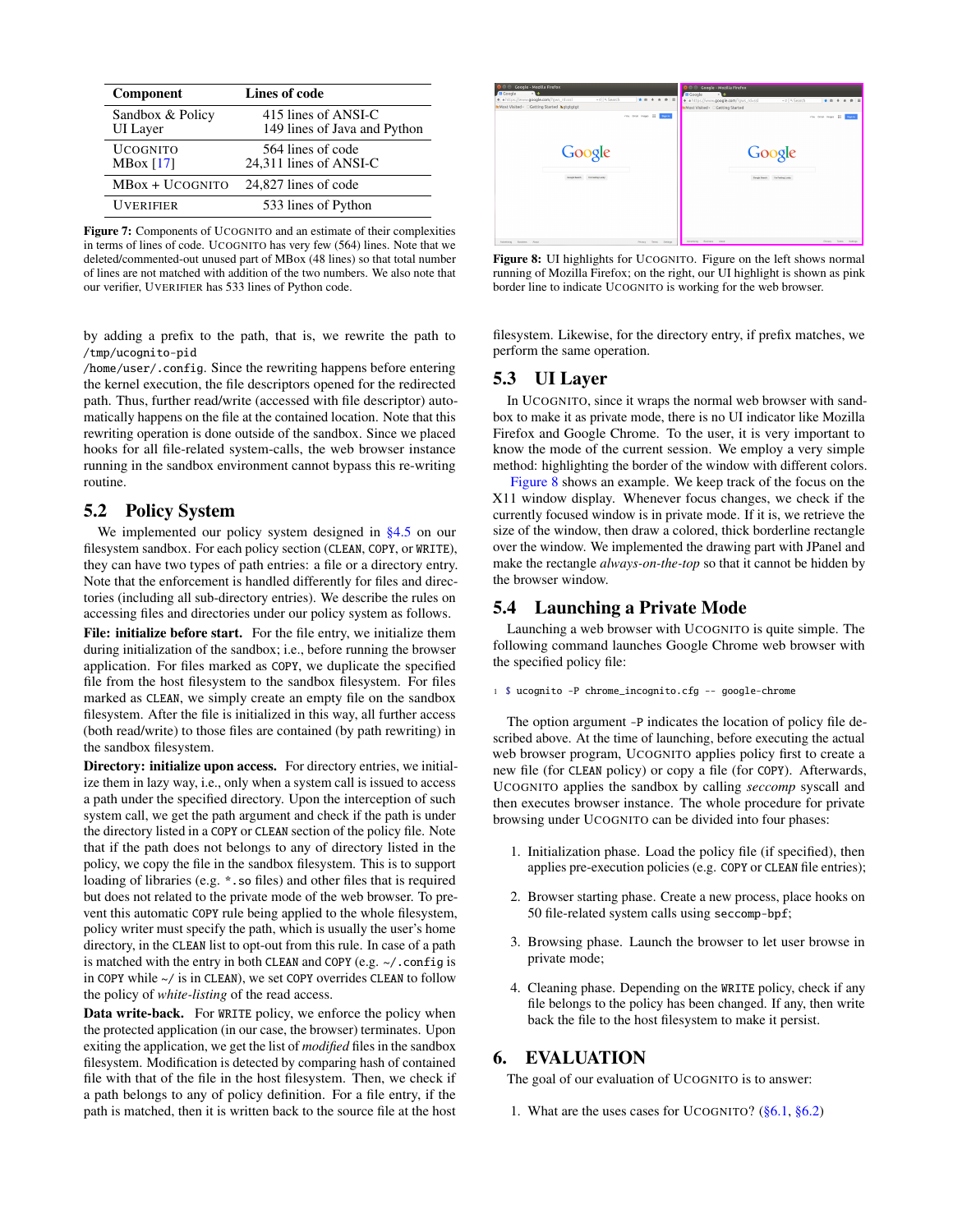| Component | Lines of code |
|---|---|
| Sandbox & Policy | 415 lines of ANSI-C |
| UI Layer | 149 lines of Java and Python |
| UCOGNITO | 564 lines of code |
| MBox [17] | 24,311 lines of ANSI-C |
| MBox + UCOGNITO | 24,827 lines of code |
| UVERIFIER | 533 lines of Python |

**Figure 7:** Components of UCOGNITO and an estimate of their complexities in terms of lines of code. UCOGNITO has very few (564) lines. Note that we deleted/commented-out unused part of MBox (48 lines) so that total number of lines are not matched with addition of the two numbers. We also note that our verifier, UVERIFIER has 533 lines of Python code.

**Figure 8:** UI highlights for UCOGNITO. Figure on the left shows normal running of Mozilla Firefox; on the right, our UI highlight is shown as pink border line to indicate UCOGNITO is working for the web browser.

by adding a prefix to the path, that is, we rewrite the path to /tmp/ucognito-pid /home/user/.config. Since the rewriting happens before entering the kernel execution, the file descriptors opened for the redirected path. Thus, further read/write (accessed with file descriptor) automatically happens on the file at the contained location. Note that this rewriting operation is done outside of the sandbox. Since we placed hooks for all file-related system-calls, the web browser instance running in the sandbox environment cannot bypass this re-writing routine.

## 5.2 Policy System

We implemented our policy system designed in §4.5 on our filesystem sandbox. For each policy section (CLEAN, COPY, or WRITE), they can have two types of path entries: a file or a directory entry. Note that the enforcement is handled differently for files and directories (including all sub-directory entries). We describe the rules on accessing files and directories under our policy system as follows.

**File: initialize before start.** For the file entry, we initialize them during initialization of the sandbox; i.e., before running the browser application. For files marked as COPY, we duplicate the specified file from the host filesystem to the sandbox filesystem. For files marked as CLEAN, we simply create an empty file on the sandbox filesystem. After the file is initialized in this way, all further access (both read/write) to those files are contained (by path rewriting) in the sandbox filesystem.

**Directory: initialize upon access.** For directory entries, we initialize them in lazy way, i.e., only when a system call is issued to access a path under the specified directory. Upon the interception of such system call, we get the path argument and check if the path is under the directory listed in a COPY or CLEAN section of the policy file. Note that if the path does not belongs to any of directory listed in the policy, we copy the file in the sandbox filesystem. This is to support loading of libraries (e.g. *.so files) and other files that is required but does not related to the private mode of the web browser. To prevent this automatic COPY rule being applied to the whole filesystem, policy writer must specify the path, which is usually the user's home directory, in the CLEAN list to opt-out from this rule. In case of a path is matched with the entry in both CLEAN and COPY (e.g. ~/.config is in COPY while ~/ is in CLEAN), we set COPY overrides CLEAN to follow the policy of *white-listing* of the read access.

**Data write-back.** For WRITE policy, we enforce the policy when the protected application (in our case, the browser) terminates. Upon exiting the application, we get the list of *modified* files in the sandbox filesystem. Modification is detected by comparing hash of contained file with that of the file in the host filesystem. Then, we check if a path belongs to any of policy definition. For a file entry, if the path is matched, then it is written back to the source file at the host filesystem. Likewise, for the directory entry, if prefix matches, we perform the same operation.

## 5.3 UI Layer

In UCOGNITO, since it wraps the normal web browser with sandbox to make it as private mode, there is no UI indicator like Mozilla Firefox and Google Chrome. To the user, it is very important to know the mode of the current session. We employ a very simple method: highlighting the border of the window with different colors.

Figure 8 shows an example. We keep track of the focus on the X11 window display. Whenever focus changes, we check if the currently focused window is in private mode. If it is, we retrieve the size of the window, then draw a colored, thick borderline rectangle over the window. We implemented the drawing part with JPanel and make the rectangle *always-on-the-top* so that it cannot be hidden by the browser window.

## 5.4 Launching a Private Mode

Launching a web browser with UCOGNITO is quite simple. The following command launches Google Chrome web browser with the specified policy file:

```
1 $ ucognito -P chrome_incognito.cfg -- google-chrome
```

The option argument -P indicates the location of policy file described above. At the time of launching, before executing the actual web browser program, UCOGNITO applies policy first to create a new file (for CLEAN policy) or copy a file (for COPY). Afterwards, UCOGNITO applies the sandbox by calling *seccomp* syscall and then executes browser instance. The whole procedure for private browsing under UCOGNITO can be divided into four phases:

1. Initialization phase. Load the policy file (if specified), then applies pre-execution policies (e.g. COPY or CLEAN file entries);
2. Browser starting phase. Create a new process, place hooks on 50 file-related system calls using seccomp-bpf;
3. Browsing phase. Launch the browser to let user browse in private mode;
4. Cleaning phase. Depending on the WRITE policy, check if any file belongs to the policy has been changed. If any, then write back the file to the host filesystem to make it persist.

# 6. EVALUATION

The goal of our evaluation of UCOGNITO is to answer:

1. What are the uses cases for UCOGNITO? (§6.1, §6.2)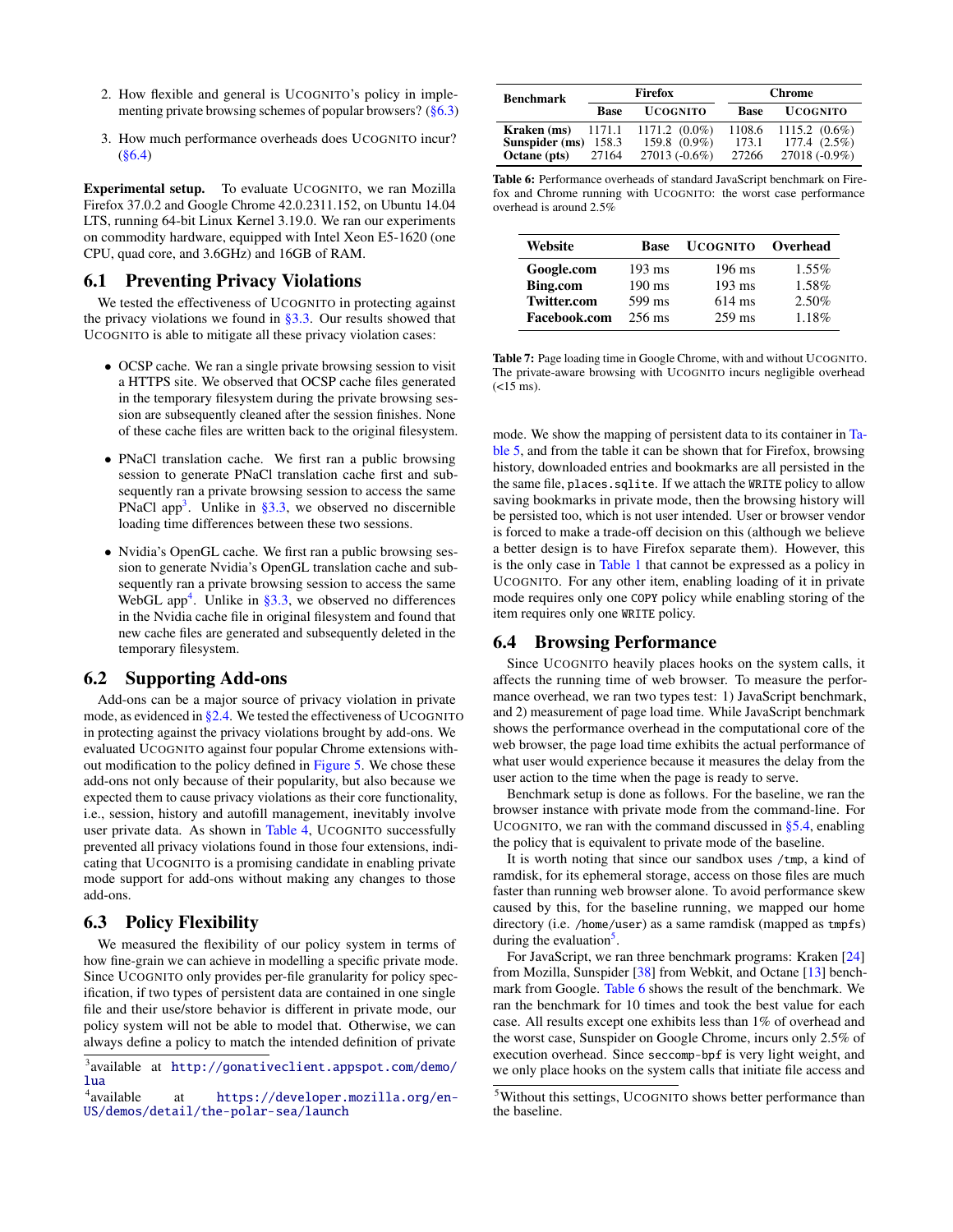2. How flexible and general is UCOGNITO's policy in implementing private browsing schemes of popular browsers? (§6.3)

3. How much performance overheads does UCOGNITO incur? (§6.4)

**Experimental setup.** To evaluate UCOGNITO, we ran Mozilla Firefox 37.0.2 and Google Chrome 42.0.2311.152, on Ubuntu 14.04 LTS, running 64-bit Linux Kernel 3.19.0. We ran our experiments on commodity hardware, equipped with Intel Xeon E5-1620 (one CPU, quad core, and 3.6GHz) and 16GB of RAM.

## 6.1 Preventing Privacy Violations

We tested the effectiveness of UCOGNITO in protecting against the privacy violations we found in §3.3. Our results showed that UCOGNITO is able to mitigate all these privacy violation cases:

- OCSP cache. We ran a single private browsing session to visit a HTTPS site. We observed that OCSP cache files generated in the temporary filesystem during the private browsing session are subsequently cleaned after the session finishes. None of these cache files are written back to the original filesystem.
- PNaCl translation cache. We first ran a public browsing session to generate PNaCl translation cache first and subsequently ran a private browsing session to access the same PNaCl app[3]. Unlike in §3.3, we observed no discernible loading time differences between these two sessions.
- Nvidia's OpenGL cache. We first ran a public browsing session to generate Nvidia's OpenGL translation cache and subsequently ran a private browsing session to access the same WebGL app[4]. Unlike in §3.3, we observed no differences in the Nvidia cache file in original filesystem and found that new cache files are generated and subsequently deleted in the temporary filesystem.

## 6.2 Supporting Add-ons

Add-ons can be a major source of privacy violation in private mode, as evidenced in §2.4. We tested the effectiveness of UCOGNITO in protecting against the privacy violations brought by add-ons. We evaluated UCOGNITO against four popular Chrome extensions without modification to the policy defined in Figure 5. We chose these add-ons not only because of their popularity, but also because we expected them to cause privacy violations as their core functionality, i.e., session, history and autofill management, inevitably involve user private data. As shown in Table 4, UCOGNITO successfully prevented all privacy violations found in those four extensions, indicating that UCOGNITO is a promising candidate in enabling private mode support for add-ons without making any changes to those add-ons.

## 6.3 Policy Flexibility

We measured the flexibility of our policy system in terms of how fine-grain we can achieve in modelling a specific private mode. Since UCOGNITO only provides per-file granularity for policy specification, if two types of persistent data are contained in one single file and their use/store behavior is different in private mode, our policy system will not be able to model that. Otherwise, we can always define a policy to match the intended definition of private mode. We show the mapping of persistent data to its container in Table 5, and from the table it can be shown that for Firefox, browsing history, downloaded entries and bookmarks are all persisted in the same file, `places.sqlite`. If we attach the `WRITE` policy to allow saving bookmarks in private mode, then the browsing history will be persisted too, which is not user intended. User or browser vendor is forced to make a trade-off decision on this (although we believe a better design is to have Firefox separate them). However, this is the only case in Table 1 that cannot be expressed as a policy in UCOGNITO. For any other item, enabling loading of it in private mode requires only one `COPY` policy while enabling storing of the item requires only one `WRITE` policy.

[3] available at http://gonativeclient.appspot.com/demo/lua

[4] available at https://developer.mozilla.org/en-US/demos/detail/the-polar-sea/launch

| Benchmark | Firefox | | Chrome | |
|---|---|---|---|---|
| | Base | UCOGNITO | Base | UCOGNITO |
| **Kraken (ms)** | 1171.1 | 1171.2 (0.0%) | 1108.6 | 1115.2 (0.6%) |
| **Sunspider (ms)** | 158.3 | 159.8 (0.9%) | 173.1 | 177.4 (2.5%) |
| **Octane (pts)** | 27164 | 27013 (-0.6%) | 27266 | 27018 (-0.9%) |

**Table 6:** Performance overheads of standard JavaScript benchmark on Firefox and Chrome running with UCOGNITO: the worst case performance overhead is around 2.5%

| Website | Base | UCOGNITO | Overhead |
|---|---|---|---|
| **Google.com** | 193 ms | 196 ms | 1.55% |
| **Bing.com** | 190 ms | 193 ms | 1.58% |
| **Twitter.com** | 599 ms | 614 ms | 2.50% |
| **Facebook.com** | 256 ms | 259 ms | 1.18% |

**Table 7:** Page loading time in Google Chrome, with and without UCOGNITO. The private-aware browsing with UCOGNITO incurs negligible overhead (<15 ms).

## 6.4 Browsing Performance

Since UCOGNITO heavily places hooks on the system calls, it affects the running time of web browser. To measure the performance overhead, we ran two types test: 1) JavaScript benchmark, and 2) measurement of page load time. While JavaScript benchmark shows the performance overhead in the computational core of the web browser, the page load time exhibits the actual performance of what user would experience because it measures the delay from the user action to the time when the page is ready to serve.

Benchmark setup is done as follows. For the baseline, we ran the browser instance with private mode from the command-line. For UCOGNITO, we ran with the command discussed in §5.4, enabling the policy that is equivalent to private mode of the baseline.

It is worth noting that since our sandbox uses `/tmp`, a kind of ramdisk, for its ephemeral storage, access on those files are much faster than running web browser alone. To avoid performance skew caused by this, for the baseline running, we mapped our home directory (i.e. `/home/user`) as a same ramdisk (mapped as `tmpfs`) during the evaluation[5].

For JavaScript, we ran three benchmark programs: Kraken [24] from Mozilla, Sunspider [38] from Webkit, and Octane [13] benchmark from Google. Table 6 shows the result of the benchmark. We ran the benchmark for 10 times and took the best value for each case. All results except one exhibits less than 1% of overhead and the worst case, Sunspider on Google Chrome, incurs only 2.5% of execution overhead. Since `seccomp-bpf` is very light weight, and we only place hooks on the system calls that initiate file access and

[5] Without this settings, UCOGNITO shows better performance than the baseline.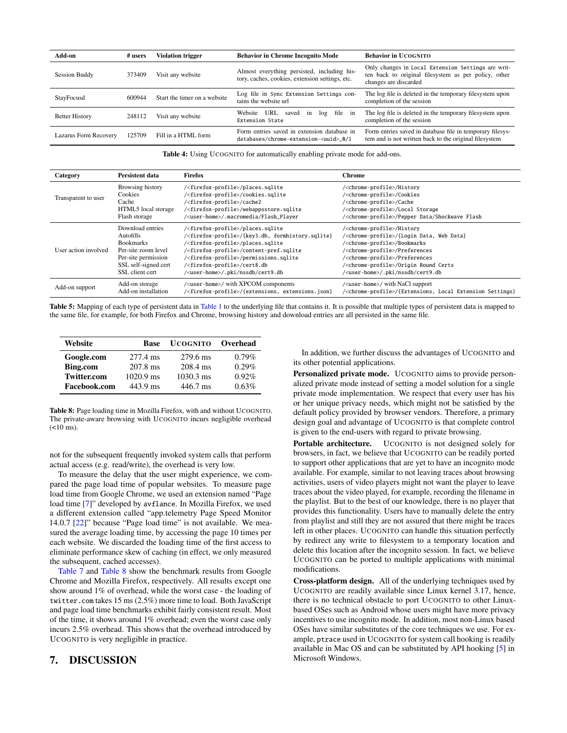| Add-on | # users | Violation trigger | Behavior in Chrome Incognito Mode | Behavior in UCOGNITO |
|---|---|---|---|---|
| Session Buddy | 373409 | Visit any website | Almost everything persisted, including history, caches, cookies, extension settings, etc. | Only changes in `Local Extension Settings` are written back to original filesystem as per policy, other changes are discarded |
| StayFocusd | 600944 | Start the timer on a website | Log file in `Sync Extension Settings` contains the website url | The log file is deleted in the temporary filesystem upon completion of the session |
| Better History | 248112 | Visit any website | Website URL saved in log file in `Extension State` | The log file is deleted in the temporary filesystem upon completion of the session |
| Lazarus Form Recovery | 125709 | Fill in a HTML form | Form entries saved in extension database in `databases/chrome-extension-<uuid>_0/1` | Form entries saved in database file in temporary filesystem and is not written back to the original filesystem |

**Table 4:** Using UCOGNITO for automatically enabling private mode for add-ons.

| Category | Persistent data | Firefox | Chrome |
|---|---|---|---|
| Transparent to user | Browsing history | `/<firefox-profile>/places.sqlite` | `/<chrome-profile>/History` |
| | Cookies | `/<firefox-profile>/cookies.sqlite` | `/<chrome-profile>/Cookies` |
| | Cache | `/<firefox-profile>/cache2` | `/<chrome-profile>/Cache` |
| | HTML5 local storage | `/<firefox-profile>/webappsstore.sqlite` | `/<chrome-profile>/Local Storage` |
| | Flash storage | `/<user-home>/.macromedia/Flash_Player` | `/<chrome-profile>/Pepper Data/Shockwave Flash` |
| User action involved | Download entries | `/<firefox-profile>/places.sqlite` | `/<chrome-profile>/History` |
| | Autofills | `/<firefox-profile>/{key3.db, formhistory.sqlite}` | `/<chrome-profile>/{Login Data, Web Data}` |
| | Bookmarks | `/<firefox-profile>/places.sqlite` | `/<chrome-profile>/Bookmarks` |
| | Per-site zoom level | `/<firefox-profile>/content-pref.sqlite` | `/<chrome-profile>/Preferences` |
| | Per-site permission | `/<firefox-profile>/permissions.sqlite` | `/<chrome-profile>/Preferences` |
| | SSL self-signed cert | `/<firefox-profile>/cert8.db` | `/<chrome-profile>/Origin Bound Certs` |
| | SSL client cert | `/<user-home>/.pki/nssdb/cert9.db` | `/<user-home>/.pki/nssdb/cert9.db` |
| Add-on support | Add-on storage | `/<user-home>/` with XPCOM components | `/<user-home>/` with NaCl support |
| | Add-on installation | `/<firefox-profile>/{extensions, extensions.json}` | `/<chrome-profile>/{Extensions, Local Extension Settings}` |

**Table 5:** Mapping of each type of persistent data in Table 1 to the underlying file that contains it. It is possible that multiple types of persistent data is mapped to the same file, for example, for both Firefox and Chrome, browsing history and download entries are all persisted in the same file.

| Website | Base | UCOGNITO | Overhead |
|---|---|---|---|
| **Google.com** | 277.4 ms | 279.6 ms | 0.79% |
| **Bing.com** | 207.8 ms | 208.4 ms | 0.29% |
| **Twitter.com** | 1020.9 ms | 1030.3 ms | 0.92% |
| **Facebook.com** | 443.9 ms | 446.7 ms | 0.63% |

**Table 8:** Page loading time in Mozilla Firefox, with and without UCOGNITO. The private-aware browsing with UCOGNITO incurs negligible overhead (<10 ms).

not for the subsequent frequently invoked system calls that perform actual access (e.g. read/write), the overhead is very low.

To measure the delay that the user might experience, we compared the page load time of popular websites. To measure page load time from Google Chrome, we used an extension named "Page load time [7]" developed by `avflance`. In Mozilla Firefox, we used a different extension called "app.telemetry Page Speed Monitor 14.0.7 [22]" because "Page load time" is not available. We measured the average loading time, by accessing the page 10 times per each website. We discarded the loading time of the first access to eliminate performance skew of caching (in effect, we only measured the subsequent, cached accesses).

Table 7 and Table 8 show the benchmark results from Google Chrome and Mozilla Firefox, respectively. All results except one show around 1% of overhead, while the worst case - the loading of `twitter.com` takes 15 ms (2.5%) more time to load. Both JavaScript and page load time benchmarks exhibit fairly consistent result. Most of the time, it shows around 1% overhead; even the worst case only incurs 2.5% overhead. This shows that the overhead introduced by UCOGNITO is very negligible in practice.

# 7. DISCUSSION

In addition, we further discuss the advantages of UCOGNITO and its other potential applications.

**Personalized private mode.** UCOGNITO aims to provide personalized private mode instead of setting a model solution for a single private mode implementation. We respect that every user has his or her unique privacy needs, which might not be satisfied by the default policy provided by browser vendors. Therefore, a primary design goal and advantage of UCOGNITO is that complete control is given to the end-users with regard to private browsing.

**Portable architecture.** UCOGNITO is not designed solely for browsers, in fact, we believe that UCOGNITO can be readily ported to support other applications that are yet to have an incognito mode available. For example, similar to not leaving traces about browsing activities, users of video players might not want the player to leave traces about the video played, for example, recording the filename in the playlist. But to the best of our knowledge, there is no player that provides this functionality. Users have to manually delete the entry from playlist and still they are not assured that there might be traces left in other places. UCOGNITO can handle this situation perfectly by redirect any write to filesystem to a temporary location and delete this location after the incognito session. In fact, we believe UCOGNITO can be ported to multiple applications with minimal modifications.

**Cross-platform design.** All of the underlying techniques used by UCOGNITO are readily available since Linux kernel 3.17, hence, there is no technical obstacle to port UCOGNITO to other Linux-based OSes such as Android whose users might have more privacy incentives to use incognito mode. In addition, most non-Linux based OSes have similar substitutes of the core techniques we use. For example, `ptrace` used in UCOGNITO for system call hooking is readily available in Mac OS and can be substituted by API hooking [5] in Microsoft Windows.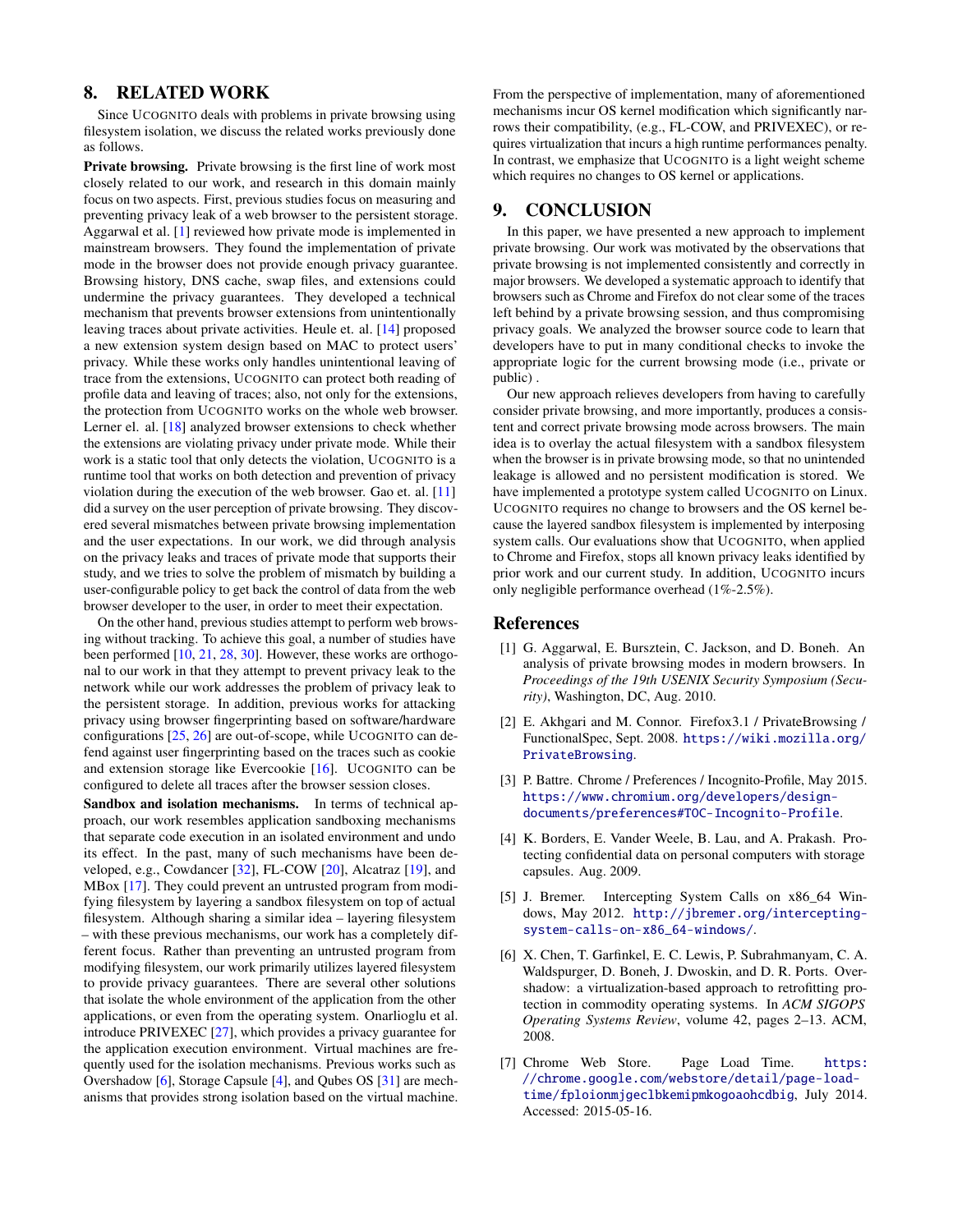## 8. RELATED WORK

Since UCOGNITO deals with problems in private browsing using filesystem isolation, we discuss the related works previously done as follows.

**Private browsing.** Private browsing is the first line of work most closely related to our work, and research in this domain mainly focus on two aspects. First, previous studies focus on measuring and preventing privacy leak of a web browser to the persistent storage. Aggarwal et al. [1] reviewed how private mode is implemented in mainstream browsers. They found the implementation of private mode in the browser does not provide enough privacy guarantee. Browsing history, DNS cache, swap files, and extensions could undermine the privacy guarantees. They developed a technical mechanism that prevents browser extensions from unintentionally leaving traces about private activities. Heule et. al. [14] proposed a new extension system design based on MAC to protect users' privacy. While these works only handles unintentional leaving of trace from the extensions, UCOGNITO can protect both reading of profile data and leaving of traces; also, not only for the extensions, the protection from UCOGNITO works on the whole web browser. Lerner el. al. [18] analyzed browser extensions to check whether the extensions are violating privacy under private mode. While their work is a static tool that only detects the violation, UCOGNITO is a runtime tool that works on both detection and prevention of privacy violation during the execution of the web browser. Gao et. al. [11] did a survey on the user perception of private browsing. They discovered several mismatches between private browsing implementation and the user expectations. In our work, we did through analysis on the privacy leaks and traces of private mode that supports their study, and we tries to solve the problem of mismatch by building a user-configurable policy to get back the control of data from the web browser developer to the user, in order to meet their expectation.

On the other hand, previous studies attempt to perform web browsing without tracking. To achieve this goal, a number of studies have been performed [10, 21, 28, 30]. However, these works are orthogonal to our work in that they attempt to prevent privacy leak to the network while our work addresses the problem of privacy leak to the persistent storage. In addition, previous works for attacking privacy using browser fingerprinting based on software/hardware configurations [25, 26] are out-of-scope, while UCOGNITO can defend against user fingerprinting based on the traces such as cookie and extension storage like Evercookie [16]. UCOGNITO can be configured to delete all traces after the browser session closes.

**Sandbox and isolation mechanisms.** In terms of technical approach, our work resembles application sandboxing mechanisms that separate code execution in an isolated environment and undo its effect. In the past, many of such mechanisms have been developed, e.g., Cowdancer [32], FL-COW [20], Alcatraz [19], and MBox [17]. They could prevent an untrusted program from modifying filesystem by layering a sandbox filesystem on top of actual filesystem. Although sharing a similar idea – layering filesystem – with these previous mechanisms, our work has a completely different focus. Rather than preventing an untrusted program from modifying filesystem, our work primarily utilizes layered filesystem to provide privacy guarantees. There are several other solutions that isolate the whole environment of the application from the other applications, or even from the operating system. Onarlioglu et al. introduce PRIVEXEC [27], which provides a privacy guarantee for the application execution environment. Virtual machines are frequently used for the isolation mechanisms. Previous works such as Overshadow [6], Storage Capsule [4], and Qubes OS [31] are mechanisms that provides strong isolation based on the virtual machine. From the perspective of implementation, many of aforementioned mechanisms incur OS kernel modification which significantly narrows their compatibility, (e.g., FL-COW, and PRIVEXEC), or requires virtualization that incurs a high runtime performances penalty. In contrast, we emphasize that UCOGNITO is a light weight scheme which requires no changes to OS kernel or applications.

## 9. CONCLUSION

In this paper, we have presented a new approach to implement private browsing. Our work was motivated by the observations that private browsing is not implemented consistently and correctly in major browsers. We developed a systematic approach to identify that browsers such as Chrome and Firefox do not clear some of the traces left behind by a private browsing session, and thus compromising privacy goals. We analyzed the browser source code to learn that developers have to put in many conditional checks to invoke the appropriate logic for the current browsing mode (i.e., private or public) .

Our new approach relieves developers from having to carefully consider private browsing, and more importantly, produces a consistent and correct private browsing mode across browsers. The main idea is to overlay the actual filesystem with a sandbox filesystem when the browser is in private browsing mode, so that no unintended leakage is allowed and no persistent modification is stored. We have implemented a prototype system called UCOGNITO on Linux. UCOGNITO requires no change to browsers and the OS kernel because the layered sandbox filesystem is implemented by interposing system calls. Our evaluations show that UCOGNITO, when applied to Chrome and Firefox, stops all known privacy leaks identified by prior work and our current study. In addition, UCOGNITO incurs only negligible performance overhead (1%-2.5%).

## References

[1] G. Aggarwal, E. Bursztein, C. Jackson, and D. Boneh. An analysis of private browsing modes in modern browsers. In *Proceedings of the 19th USENIX Security Symposium (Security)*, Washington, DC, Aug. 2010.

[2] E. Akhgari and M. Connor. Firefox3.1 / PrivateBrowsing / FunctionalSpec, Sept. 2008. https://wiki.mozilla.org/PrivateBrowsing.

[3] P. Battre. Chrome / Preferences / Incognito-Profile, May 2015. https://www.chromium.org/developers/design-documents/preferences#TOC-Incognito-Profile.

[4] K. Borders, E. Vander Weele, B. Lau, and A. Prakash. Protecting confidential data on personal computers with storage capsules. Aug. 2009.

[5] J. Bremer. Intercepting System Calls on x86_64 Windows, May 2012. http://jbremer.org/intercepting-system-calls-on-x86_64-windows/.

[6] X. Chen, T. Garfinkel, E. C. Lewis, P. Subrahmanyam, C. A. Waldspurger, D. Boneh, J. Dwoskin, and D. R. Ports. Overshadow: a virtualization-based approach to retrofitting protection in commodity operating systems. In *ACM SIGOPS Operating Systems Review*, volume 42, pages 2–13. ACM, 2008.

[7] Chrome Web Store. Page Load Time. https://chrome.google.com/webstore/detail/page-load-time/fploionmjgeclbkemipmkogoaohcdbig, July 2014. Accessed: 2015-05-16.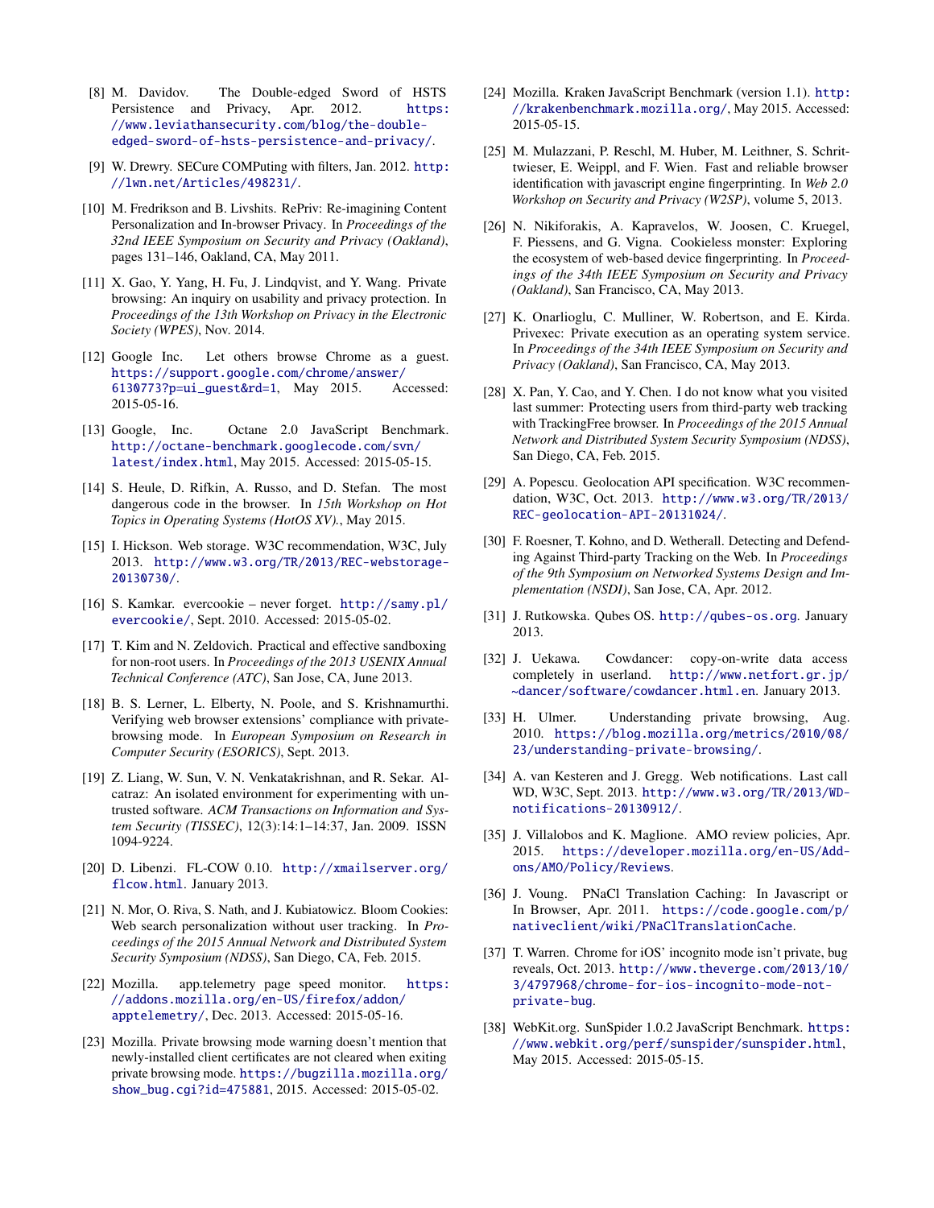[8] M. Davidov. The Double-edged Sword of HSTS Persistence and Privacy, Apr. 2012. https://www.leviathansecurity.com/blog/the-double-edged-sword-of-hsts-persistence-and-privacy/.

[9] W. Drewry. SECure COMPuting with filters, Jan. 2012. http://lwn.net/Articles/498231/.

[10] M. Fredrikson and B. Livshits. RePriv: Re-imagining Content Personalization and In-browser Privacy. In *Proceedings of the 32nd IEEE Symposium on Security and Privacy (Oakland)*, pages 131–146, Oakland, CA, May 2011.

[11] X. Gao, Y. Yang, H. Fu, J. Lindqvist, and Y. Wang. Private browsing: An inquiry on usability and privacy protection. In *Proceedings of the 13th Workshop on Privacy in the Electronic Society (WPES)*, Nov. 2014.

[12] Google Inc. Let others browse Chrome as a guest. https://support.google.com/chrome/answer/6130773?p=ui_guest&rd=1, May 2015. Accessed: 2015-05-16.

[13] Google, Inc. Octane 2.0 JavaScript Benchmark. http://octane-benchmark.googlecode.com/svn/latest/index.html, May 2015. Accessed: 2015-05-15.

[14] S. Heule, D. Rifkin, A. Russo, and D. Stefan. The most dangerous code in the browser. In *15th Workshop on Hot Topics in Operating Systems (HotOS XV).*, May 2015.

[15] I. Hickson. Web storage. W3C recommendation, W3C, July 2013. http://www.w3.org/TR/2013/REC-webstorage-20130730/.

[16] S. Kamkar. evercookie – never forget. http://samy.pl/evercookie/, Sept. 2010. Accessed: 2015-05-02.

[17] T. Kim and N. Zeldovich. Practical and effective sandboxing for non-root users. In *Proceedings of the 2013 USENIX Annual Technical Conference (ATC)*, San Jose, CA, June 2013.

[18] B. S. Lerner, L. Elberty, N. Poole, and S. Krishnamurthi. Verifying web browser extensions' compliance with private-browsing mode. In *European Symposium on Research in Computer Security (ESORICS)*, Sept. 2013.

[19] Z. Liang, W. Sun, V. N. Venkatakrishnan, and R. Sekar. Alcatraz: An isolated environment for experimenting with untrusted software. *ACM Transactions on Information and System Security (TISSEC)*, 12(3):14:1–14:37, Jan. 2009. ISSN 1094-9224.

[20] D. Libenzi. FL-COW 0.10. http://xmailserver.org/flcow.html. January 2013.

[21] N. Mor, O. Riva, S. Nath, and J. Kubiatowicz. Bloom Cookies: Web search personalization without user tracking. In *Proceedings of the 2015 Annual Network and Distributed System Security Symposium (NDSS)*, San Diego, CA, Feb. 2015.

[22] Mozilla. app.telemetry page speed monitor. https://addons.mozilla.org/en-US/firefox/addon/apptelemetry/, Dec. 2013. Accessed: 2015-05-16.

[23] Mozilla. Private browsing mode warning doesn't mention that newly-installed client certificates are not cleared when exiting private browsing mode. https://bugzilla.mozilla.org/show_bug.cgi?id=475881, 2015. Accessed: 2015-05-02.

[24] Mozilla. Kraken JavaScript Benchmark (version 1.1). http://krakenbenchmark.mozilla.org/, May 2015. Accessed: 2015-05-15.

[25] M. Mulazzani, P. Reschl, M. Huber, M. Leithner, S. Schrittwieser, E. Weippl, and F. Wien. Fast and reliable browser identification with javascript engine fingerprinting. In *Web 2.0 Workshop on Security and Privacy (W2SP)*, volume 5, 2013.

[26] N. Nikiforakis, A. Kapravelos, W. Joosen, C. Kruegel, F. Piessens, and G. Vigna. Cookieless monster: Exploring the ecosystem of web-based device fingerprinting. In *Proceedings of the 34th IEEE Symposium on Security and Privacy (Oakland)*, San Francisco, CA, May 2013.

[27] K. Onarlioglu, C. Mulliner, W. Robertson, and E. Kirda. Privexec: Private execution as an operating system service. In *Proceedings of the 34th IEEE Symposium on Security and Privacy (Oakland)*, San Francisco, CA, May 2013.

[28] X. Pan, Y. Cao, and Y. Chen. I do not know what you visited last summer: Protecting users from third-party web tracking with TrackingFree browser. In *Proceedings of the 2015 Annual Network and Distributed System Security Symposium (NDSS)*, San Diego, CA, Feb. 2015.

[29] A. Popescu. Geolocation API specification. W3C recommendation, W3C, Oct. 2013. http://www.w3.org/TR/2013/REC-geolocation-API-20131024/.

[30] F. Roesner, T. Kohno, and D. Wetherall. Detecting and Defending Against Third-party Tracking on the Web. In *Proceedings of the 9th Symposium on Networked Systems Design and Implementation (NSDI)*, San Jose, CA, Apr. 2012.

[31] J. Rutkowska. Qubes OS. http://qubes-os.org. January 2013.

[32] J. Uekawa. Cowdancer: copy-on-write data access completely in userland. http://www.netfort.gr.jp/~dancer/software/cowdancer.html.en. January 2013.

[33] H. Ulmer. Understanding private browsing, Aug. 2010. https://blog.mozilla.org/metrics/2010/08/23/understanding-private-browsing/.

[34] A. van Kesteren and J. Gregg. Web notifications. Last call WD, W3C, Sept. 2013. http://www.w3.org/TR/2013/WD-notifications-20130912/.

[35] J. Villalobos and K. Maglione. AMO review policies, Apr. 2015. https://developer.mozilla.org/en-US/Add-ons/AMO/Policy/Reviews.

[36] J. Voung. PNaCl Translation Caching: In Javascript or In Browser, Apr. 2011. https://code.google.com/p/nativeclient/wiki/PNaClTranslationCache.

[37] T. Warren. Chrome for iOS' incognito mode isn't private, bug reveals, Oct. 2013. http://www.theverge.com/2013/10/3/4797968/chrome-for-ios-incognito-mode-not-private-bug.

[38] WebKit.org. SunSpider 1.0.2 JavaScript Benchmark. https://www.webkit.org/perf/sunspider/sunspider.html, May 2015. Accessed: 2015-05-15.